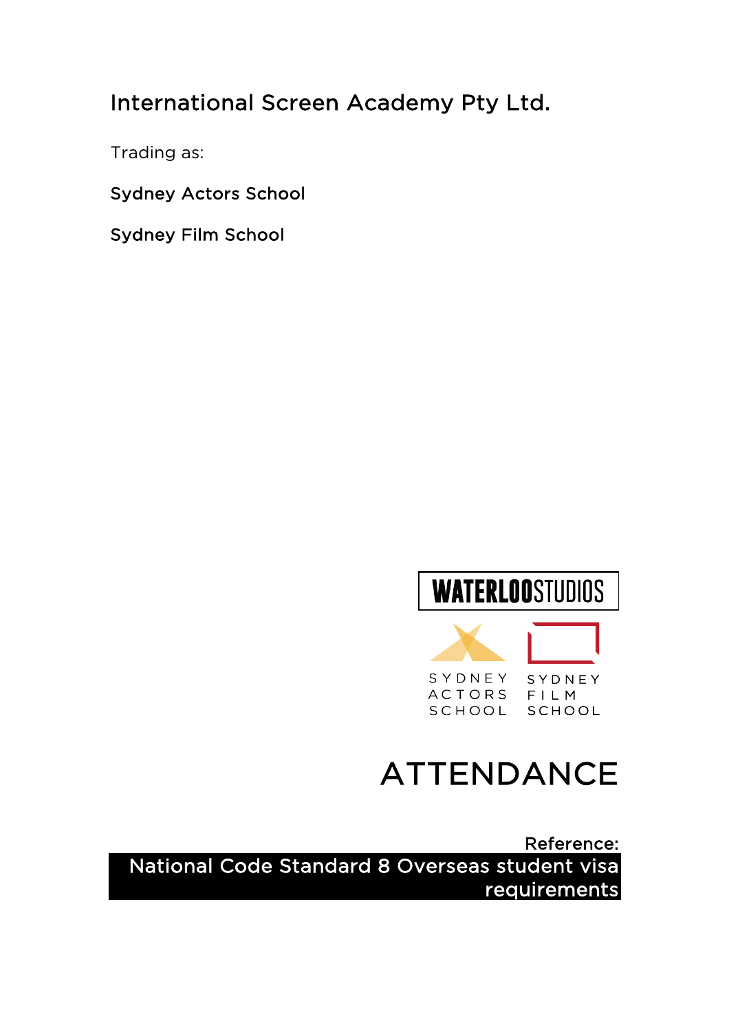# International Screen Academy Pty Ltd.

Trading as:

Sydney Actors School

Sydney Film School

WATERLOOSTUDIOS

SYDNEY ACTORS SCHOOL

SYDNEY FILM SCHOOL

# ATTENDANCE

Reference:

**National Code Standard 8 Overseas student visa requirements**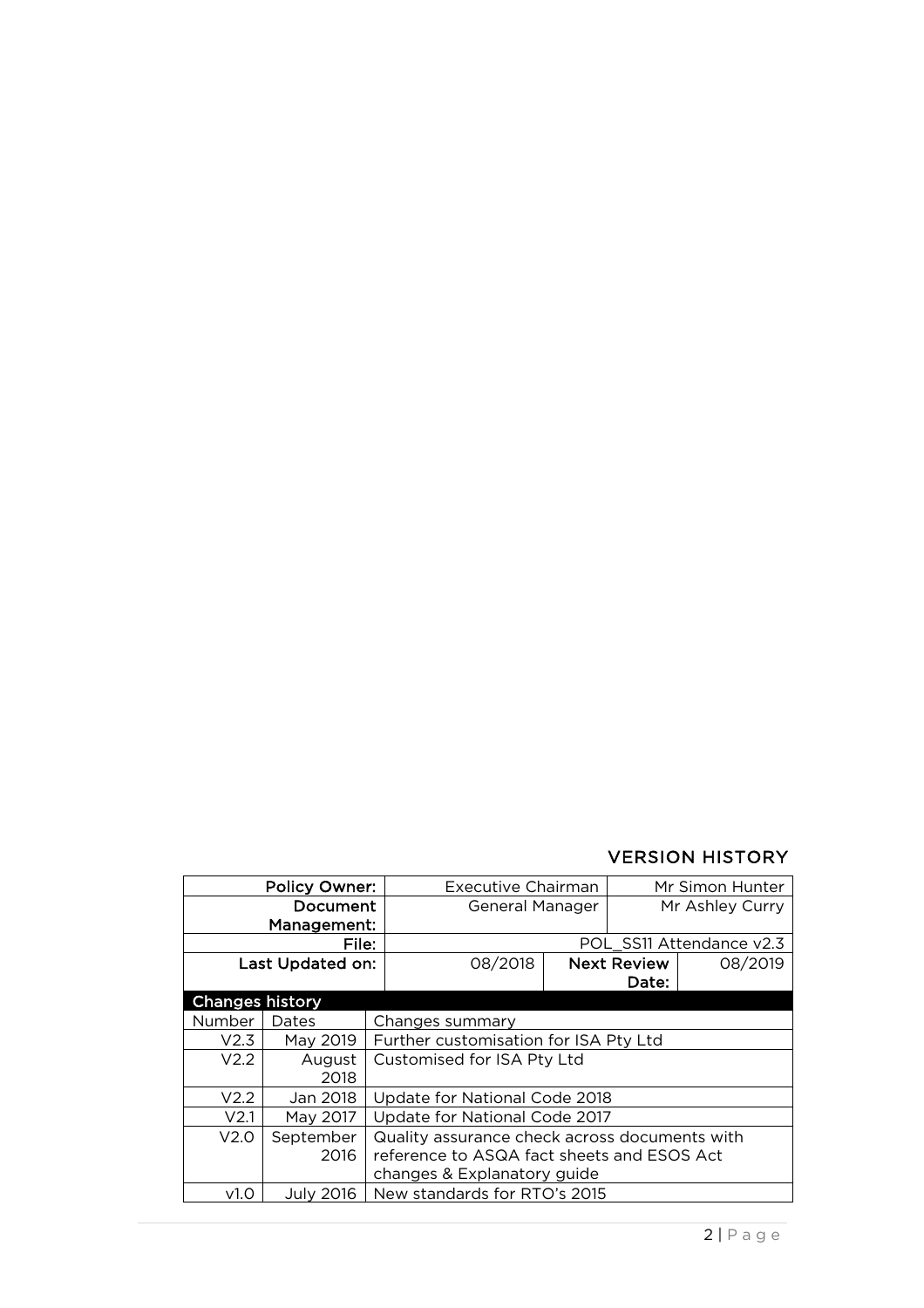## VERSION HISTORY

| Policy Owner: | Executive Chairman | | Mr Simon Hunter |
|---|---|---|---|
| Document Management: | General Manager | | Mr Ashley Curry |
| File: | POL_SS11 Attendance v2.3 | | |
| Last Updated on: | 08/2018 | Next Review Date: | 08/2019 |

**Changes history**

| Number | Dates | Changes summary |
|---|---|---|
| V2.3 | May 2019 | Further customisation for ISA Pty Ltd |
| V2.2 | August 2018 | Customised for ISA Pty Ltd |
| V2.2 | Jan 2018 | Update for National Code 2018 |
| V2.1 | May 2017 | Update for National Code 2017 |
| V2.0 | September 2016 | Quality assurance check across documents with reference to ASQA fact sheets and ESOS Act changes & Explanatory guide |
| v1.0 | July 2016 | New standards for RTO's 2015 |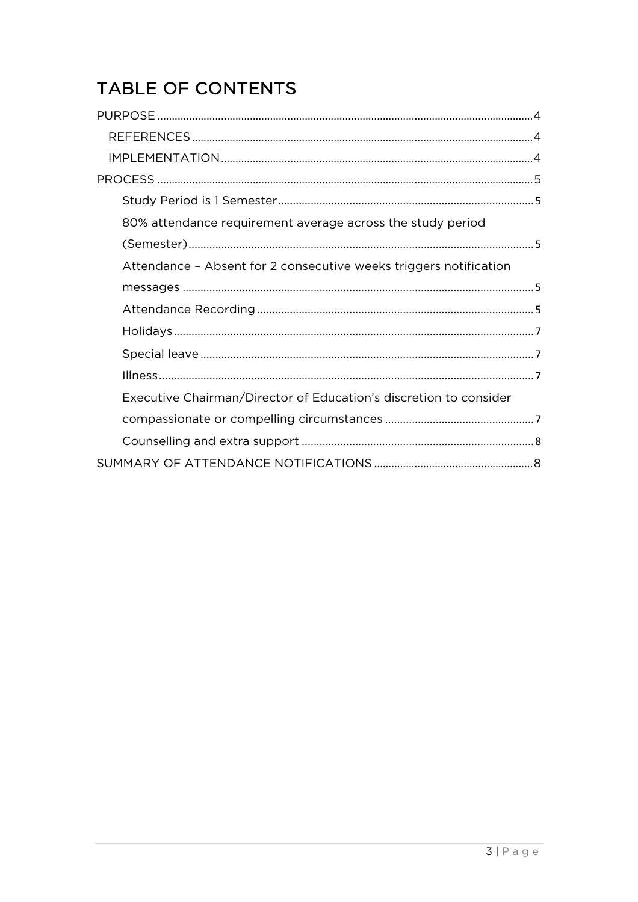# TABLE OF CONTENTS

PURPOSE ........................................................................................................................ 4

- REFERENCES ............................................................................................................ 4
- IMPLEMENTATION ................................................................................................... 4

PROCESS ........................................................................................................................ 5

- Study Period is 1 Semester ......................................................................................... 5
- 80% attendance requirement average across the study period (Semester) ..................................................................................................... 5
- Attendance – Absent for 2 consecutive weeks triggers notification messages ...................................................................................................... 5
- Attendance Recording ................................................................................................ 5
- Holidays ..................................................................................................................... 7
- Special leave .............................................................................................................. 7
- Illness ......................................................................................................................... 7
- Executive Chairman/Director of Education's discretion to consider compassionate or compelling circumstances ................................................. 7
- Counselling and extra support ................................................................................... 8

SUMMARY OF ATTENDANCE NOTIFICATIONS ....................................................... 8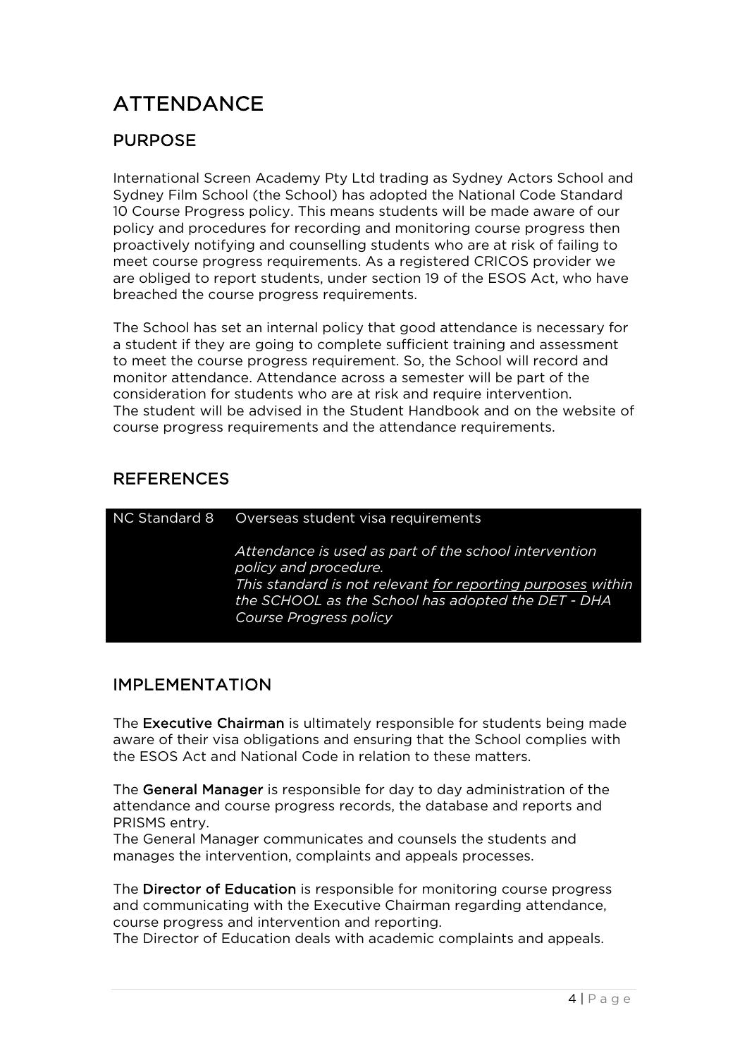# ATTENDANCE

## PURPOSE

International Screen Academy Pty Ltd trading as Sydney Actors School and Sydney Film School (the School) has adopted the National Code Standard 10 Course Progress policy. This means students will be made aware of our policy and procedures for recording and monitoring course progress then proactively notifying and counselling students who are at risk of failing to meet course progress requirements. As a registered CRICOS provider we are obliged to report students, under section 19 of the ESOS Act, who have breached the course progress requirements.

The School has set an internal policy that good attendance is necessary for a student if they are going to complete sufficient training and assessment to meet the course progress requirement. So, the School will record and monitor attendance. Attendance across a semester will be part of the consideration for students who are at risk and require intervention.
The student will be advised in the Student Handbook and on the website of course progress requirements and the attendance requirements.

## REFERENCES

| NC Standard 8 | Overseas student visa requirements<br><br>*Attendance is used as part of the school intervention policy and procedure.*<br>*This standard is not relevant <u>for reporting purposes</u> within the SCHOOL as the School has adopted the DET - DHA Course Progress policy* |
|---|---|

## IMPLEMENTATION

The **Executive Chairman** is ultimately responsible for students being made aware of their visa obligations and ensuring that the School complies with the ESOS Act and National Code in relation to these matters.

The **General Manager** is responsible for day to day administration of the attendance and course progress records, the database and reports and PRISMS entry.
The General Manager communicates and counsels the students and manages the intervention, complaints and appeals processes.

The **Director of Education** is responsible for monitoring course progress and communicating with the Executive Chairman regarding attendance, course progress and intervention and reporting.
The Director of Education deals with academic complaints and appeals.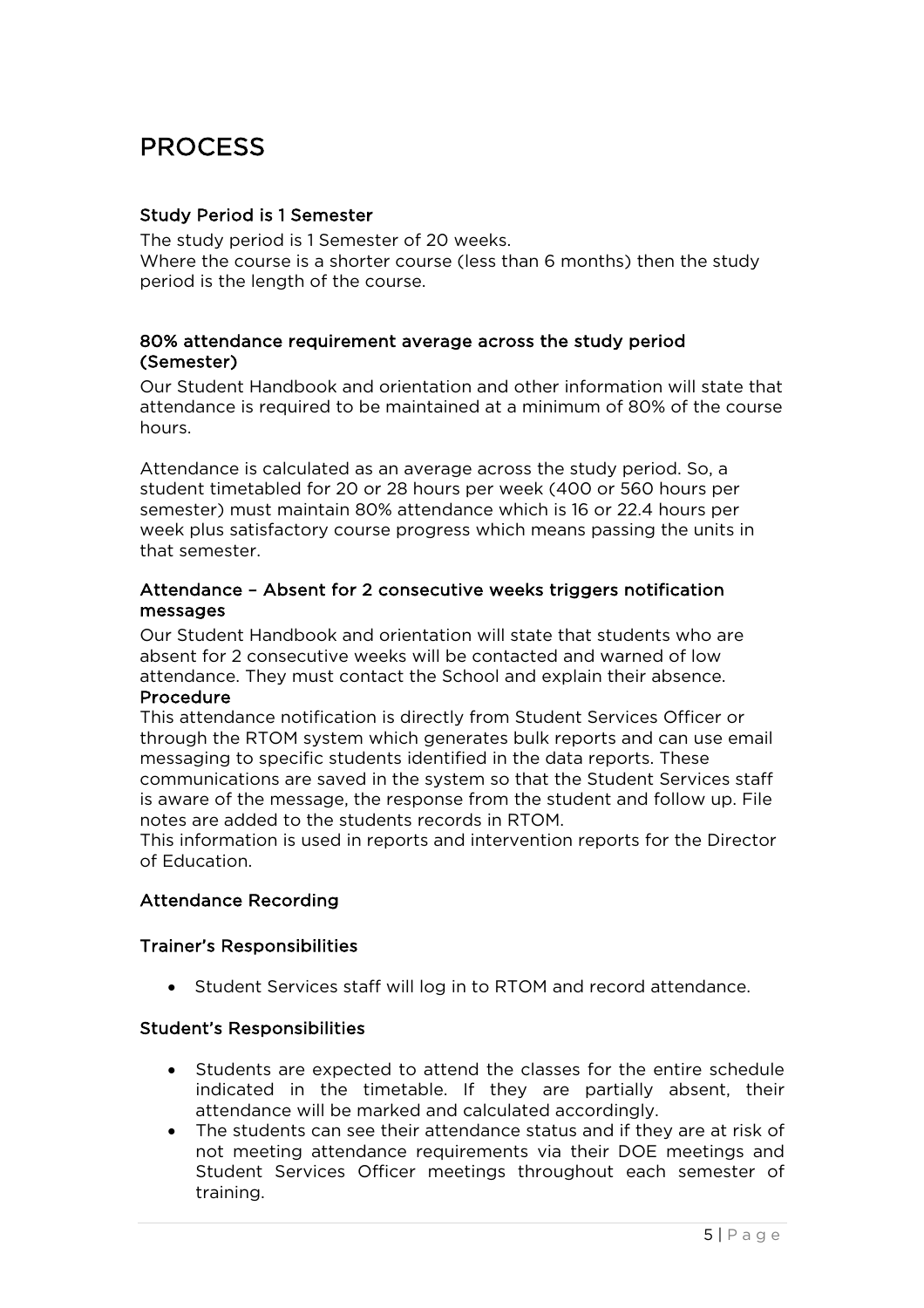# PROCESS

### Study Period is 1 Semester

The study period is 1 Semester of 20 weeks.
Where the course is a shorter course (less than 6 months) then the study period is the length of the course.

### 80% attendance requirement average across the study period (Semester)

Our Student Handbook and orientation and other information will state that attendance is required to be maintained at a minimum of 80% of the course hours.

Attendance is calculated as an average across the study period. So, a student timetabled for 20 or 28 hours per week (400 or 560 hours per semester) must maintain 80% attendance which is 16 or 22.4 hours per week plus satisfactory course progress which means passing the units in that semester.

### Attendance – Absent for 2 consecutive weeks triggers notification messages

Our Student Handbook and orientation will state that students who are absent for 2 consecutive weeks will be contacted and warned of low attendance. They must contact the School and explain their absence.

### Procedure

This attendance notification is directly from Student Services Officer or through the RTOM system which generates bulk reports and can use email messaging to specific students identified in the data reports. These communications are saved in the system so that the Student Services staff is aware of the message, the response from the student and follow up. File notes are added to the students records in RTOM.
This information is used in reports and intervention reports for the Director of Education.

### Attendance Recording

### Trainer's Responsibilities

- Student Services staff will log in to RTOM and record attendance.

### Student's Responsibilities

- Students are expected to attend the classes for the entire schedule indicated in the timetable. If they are partially absent, their attendance will be marked and calculated accordingly.
- The students can see their attendance status and if they are at risk of not meeting attendance requirements via their DOE meetings and Student Services Officer meetings throughout each semester of training.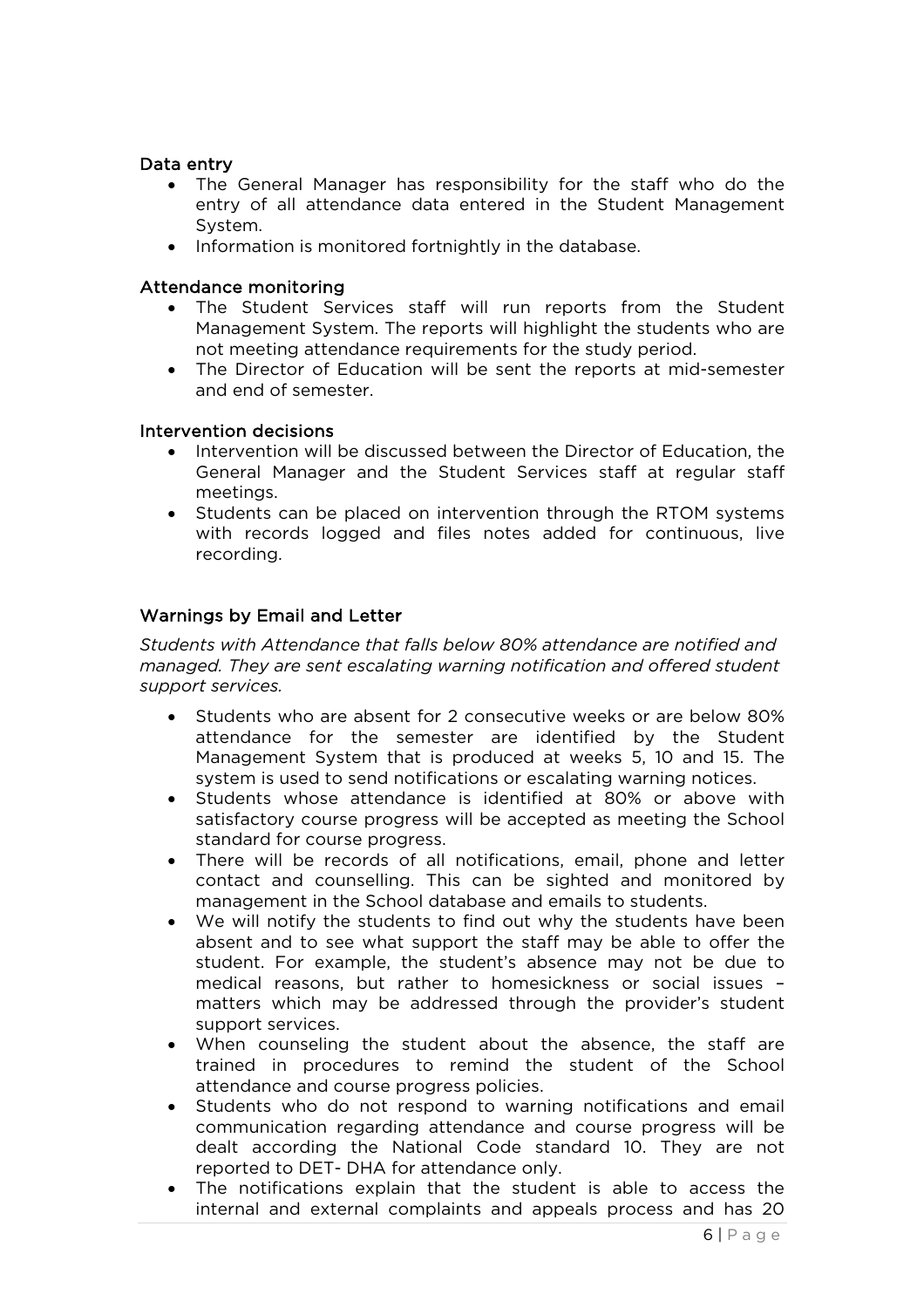### Data entry

- The General Manager has responsibility for the staff who do the entry of all attendance data entered in the Student Management System.
- Information is monitored fortnightly in the database.

### Attendance monitoring

- The Student Services staff will run reports from the Student Management System. The reports will highlight the students who are not meeting attendance requirements for the study period.
- The Director of Education will be sent the reports at mid-semester and end of semester.

### Intervention decisions

- Intervention will be discussed between the Director of Education, the General Manager and the Student Services staff at regular staff meetings.
- Students can be placed on intervention through the RTOM systems with records logged and files notes added for continuous, live recording.

## Warnings by Email and Letter

*Students with Attendance that falls below 80% attendance are notified and managed. They are sent escalating warning notification and offered student support services.*

- Students who are absent for 2 consecutive weeks or are below 80% attendance for the semester are identified by the Student Management System that is produced at weeks 5, 10 and 15. The system is used to send notifications or escalating warning notices.
- Students whose attendance is identified at 80% or above with satisfactory course progress will be accepted as meeting the School standard for course progress.
- There will be records of all notifications, email, phone and letter contact and counselling. This can be sighted and monitored by management in the School database and emails to students.
- We will notify the students to find out why the students have been absent and to see what support the staff may be able to offer the student. For example, the student's absence may not be due to medical reasons, but rather to homesickness or social issues – matters which may be addressed through the provider's student support services.
- When counseling the student about the absence, the staff are trained in procedures to remind the student of the School attendance and course progress policies.
- Students who do not respond to warning notifications and email communication regarding attendance and course progress will be dealt according the National Code standard 10. They are not reported to DET- DHA for attendance only.
- The notifications explain that the student is able to access the internal and external complaints and appeals process and has 20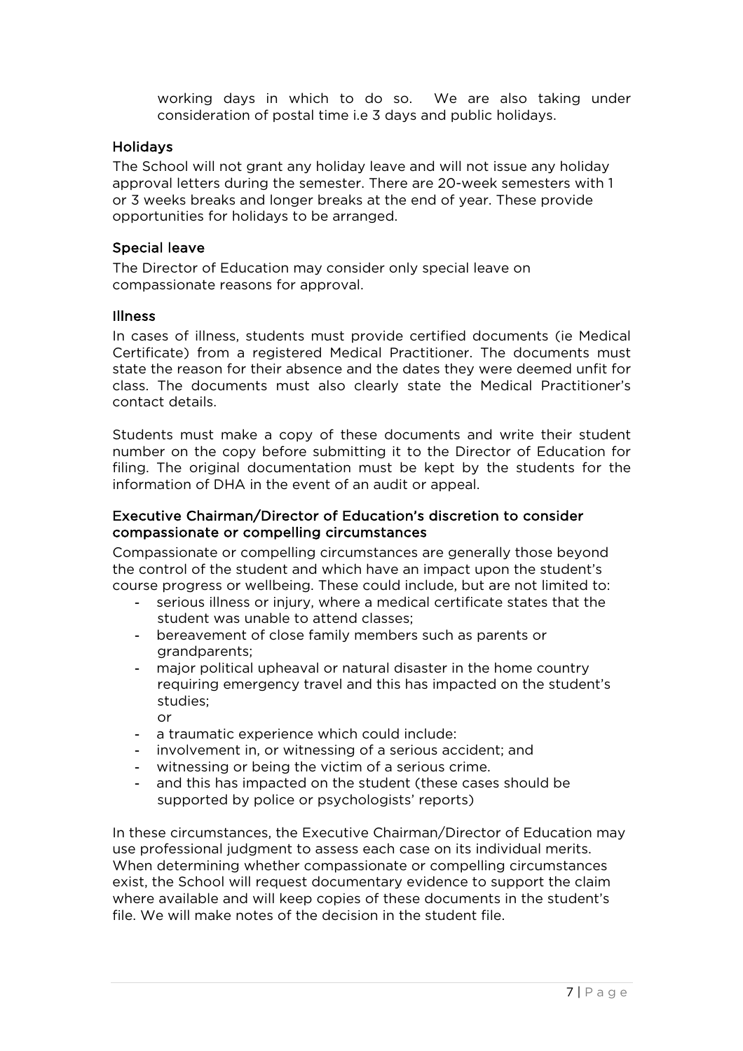working days in which to do so. We are also taking under consideration of postal time i.e 3 days and public holidays.

### Holidays

The School will not grant any holiday leave and will not issue any holiday approval letters during the semester. There are 20-week semesters with 1 or 3 weeks breaks and longer breaks at the end of year. These provide opportunities for holidays to be arranged.

### Special leave

The Director of Education may consider only special leave on compassionate reasons for approval.

### Illness

In cases of illness, students must provide certified documents (ie Medical Certificate) from a registered Medical Practitioner. The documents must state the reason for their absence and the dates they were deemed unfit for class. The documents must also clearly state the Medical Practitioner's contact details.

Students must make a copy of these documents and write their student number on the copy before submitting it to the Director of Education for filing. The original documentation must be kept by the students for the information of DHA in the event of an audit or appeal.

### Executive Chairman/Director of Education's discretion to consider compassionate or compelling circumstances

Compassionate or compelling circumstances are generally those beyond the control of the student and which have an impact upon the student's course progress or wellbeing. These could include, but are not limited to:

- serious illness or injury, where a medical certificate states that the student was unable to attend classes;
- bereavement of close family members such as parents or grandparents;
- major political upheaval or natural disaster in the home country requiring emergency travel and this has impacted on the student's studies;
  or
- a traumatic experience which could include:
- involvement in, or witnessing of a serious accident; and
- witnessing or being the victim of a serious crime.
- and this has impacted on the student (these cases should be supported by police or psychologists' reports)

In these circumstances, the Executive Chairman/Director of Education may use professional judgment to assess each case on its individual merits. When determining whether compassionate or compelling circumstances exist, the School will request documentary evidence to support the claim where available and will keep copies of these documents in the student's file. We will make notes of the decision in the student file.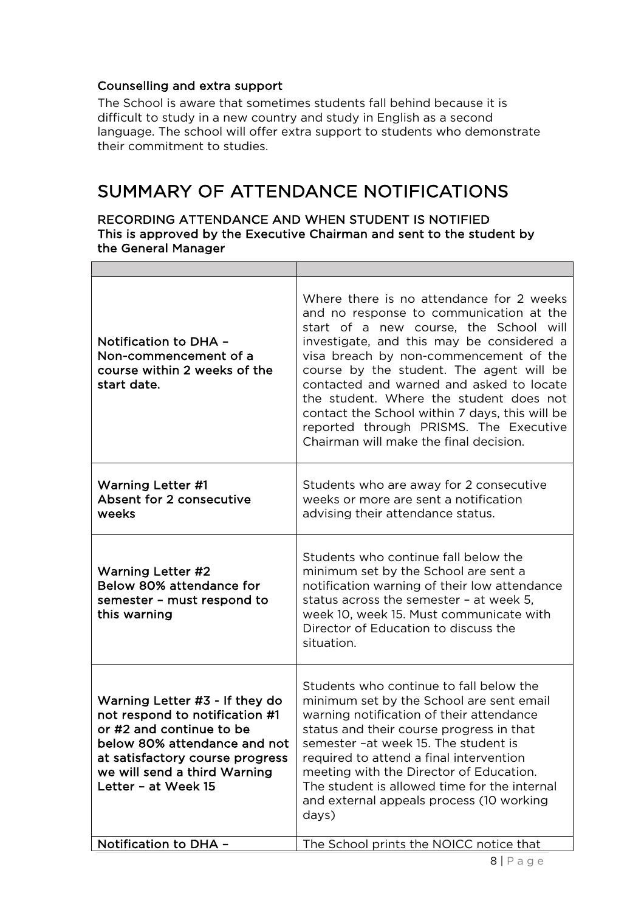#### Counselling and extra support

The School is aware that sometimes students fall behind because it is difficult to study in a new country and study in English as a second language. The school will offer extra support to students who demonstrate their commitment to studies.

## SUMMARY OF ATTENDANCE NOTIFICATIONS

#### RECORDING ATTENDANCE AND WHEN STUDENT IS NOTIFIED
#### This is approved by the Executive Chairman and sent to the student by the General Manager

| | |
|---|---|
| Notification to DHA – Non-commencement of a course within 2 weeks of the start date. | Where there is no attendance for 2 weeks and no response to communication at the start of a new course, the School will investigate, and this may be considered a visa breach by non-commencement of the course by the student. The agent will be contacted and warned and asked to locate the student. Where the student does not contact the School within 7 days, this will be reported through PRISMS. The Executive Chairman will make the final decision. |
| Warning Letter #1<br>Absent for 2 consecutive weeks | Students who are away for 2 consecutive weeks or more are sent a notification advising their attendance status. |
| Warning Letter #2<br>Below 80% attendance for semester – must respond to this warning | Students who continue fall below the minimum set by the School are sent a notification warning of their low attendance status across the semester – at week 5, week 10, week 15. Must communicate with Director of Education to discuss the situation. |
| Warning Letter #3 - If they do not respond to notification #1 or #2 and continue to be below 80% attendance and not at satisfactory course progress we will send a third Warning Letter – at Week 15 | Students who continue to fall below the minimum set by the School are sent email warning notification of their attendance status and their course progress in that semester –at week 15. The student is required to attend a final intervention meeting with the Director of Education. The student is allowed time for the internal and external appeals process (10 working days) |
| Notification to DHA – | The School prints the NOICC notice that |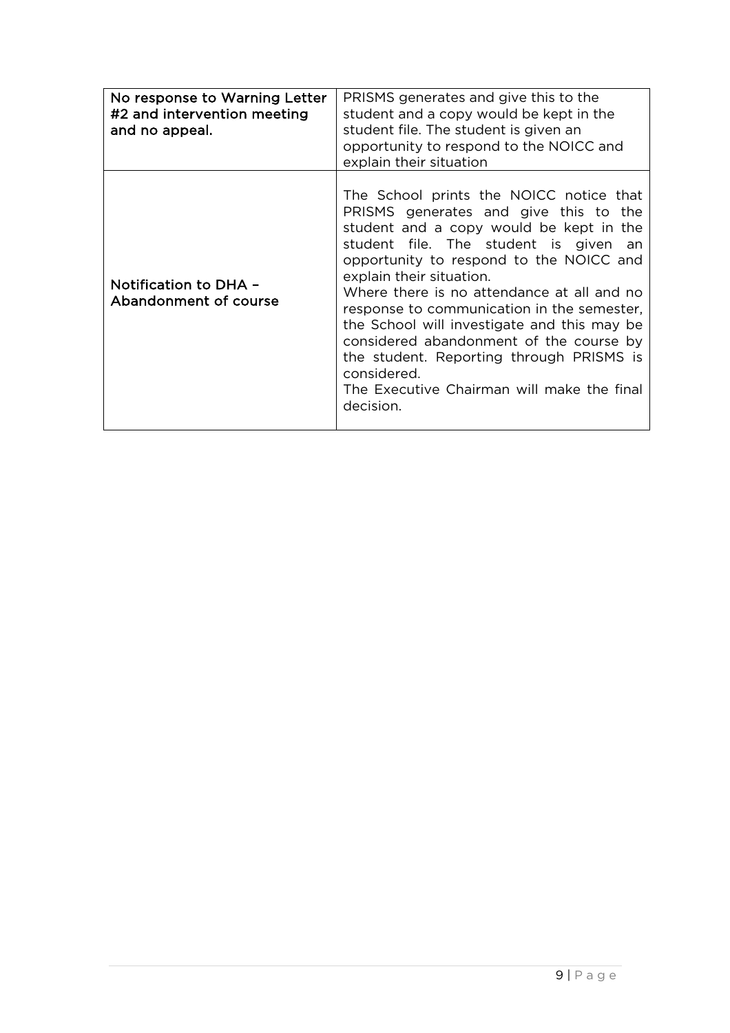| | |
|---|---|
| No response to Warning Letter #2 and intervention meeting and no appeal. | PRISMS generates and give this to the student and a copy would be kept in the student file. The student is given an opportunity to respond to the NOICC and explain their situation |
| Notification to DHA – Abandonment of course | The School prints the NOICC notice that PRISMS generates and give this to the student and a copy would be kept in the student file. The student is given an opportunity to respond to the NOICC and explain their situation.<br>Where there is no attendance at all and no response to communication in the semester, the School will investigate and this may be considered abandonment of the course by the student. Reporting through PRISMS is considered.<br>The Executive Chairman will make the final decision. |